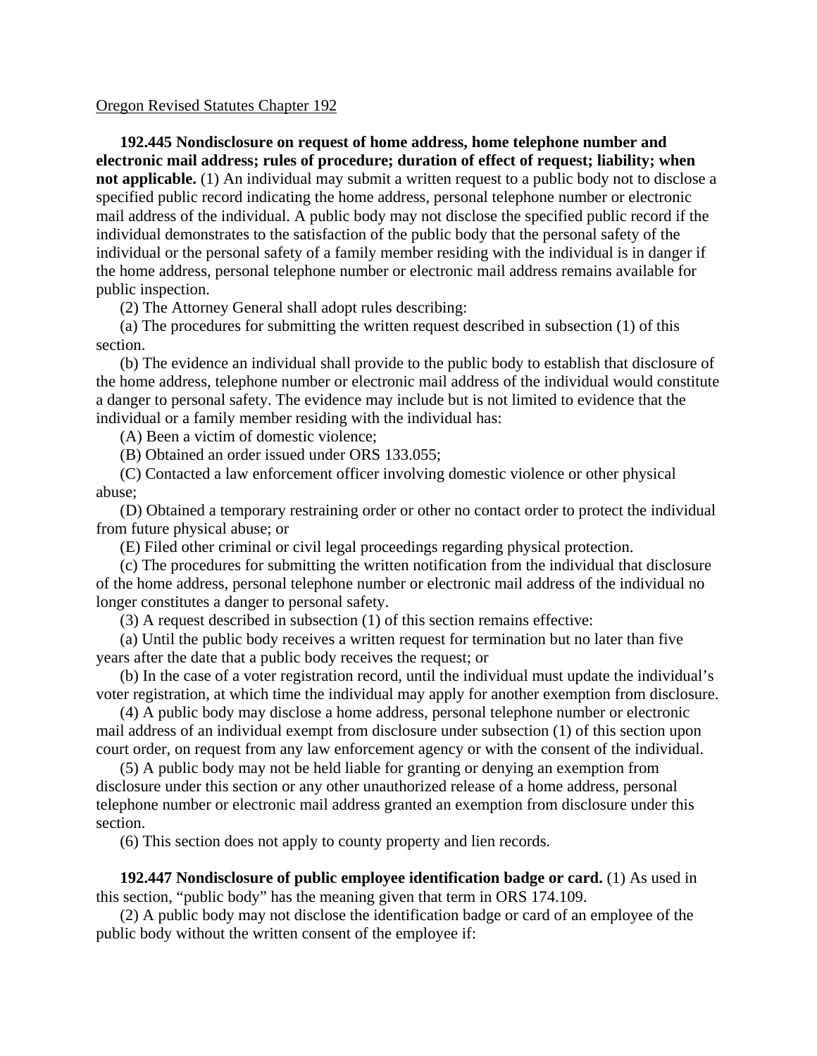Oregon Revised Statutes Chapter 192

**192.445 Nondisclosure on request of home address, home telephone number and electronic mail address; rules of procedure; duration of effect of request; liability; when not applicable.** (1) An individual may submit a written request to a public body not to disclose a specified public record indicating the home address, personal telephone number or electronic mail address of the individual. A public body may not disclose the specified public record if the individual demonstrates to the satisfaction of the public body that the personal safety of the individual or the personal safety of a family member residing with the individual is in danger if the home address, personal telephone number or electronic mail address remains available for public inspection.

(2) The Attorney General shall adopt rules describing:

(a) The procedures for submitting the written request described in subsection (1) of this section.

(b) The evidence an individual shall provide to the public body to establish that disclosure of the home address, telephone number or electronic mail address of the individual would constitute a danger to personal safety. The evidence may include but is not limited to evidence that the individual or a family member residing with the individual has:

(A) Been a victim of domestic violence;

(B) Obtained an order issued under ORS 133.055;

(C) Contacted a law enforcement officer involving domestic violence or other physical abuse;

(D) Obtained a temporary restraining order or other no contact order to protect the individual from future physical abuse; or

(E) Filed other criminal or civil legal proceedings regarding physical protection.

(c) The procedures for submitting the written notification from the individual that disclosure of the home address, personal telephone number or electronic mail address of the individual no longer constitutes a danger to personal safety.

(3) A request described in subsection (1) of this section remains effective:

(a) Until the public body receives a written request for termination but no later than five years after the date that a public body receives the request; or

(b) In the case of a voter registration record, until the individual must update the individual's voter registration, at which time the individual may apply for another exemption from disclosure.

(4) A public body may disclose a home address, personal telephone number or electronic mail address of an individual exempt from disclosure under subsection (1) of this section upon court order, on request from any law enforcement agency or with the consent of the individual.

(5) A public body may not be held liable for granting or denying an exemption from disclosure under this section or any other unauthorized release of a home address, personal telephone number or electronic mail address granted an exemption from disclosure under this section.

(6) This section does not apply to county property and lien records.

**192.447 Nondisclosure of public employee identification badge or card.** (1) As used in this section, "public body" has the meaning given that term in ORS 174.109.

(2) A public body may not disclose the identification badge or card of an employee of the public body without the written consent of the employee if: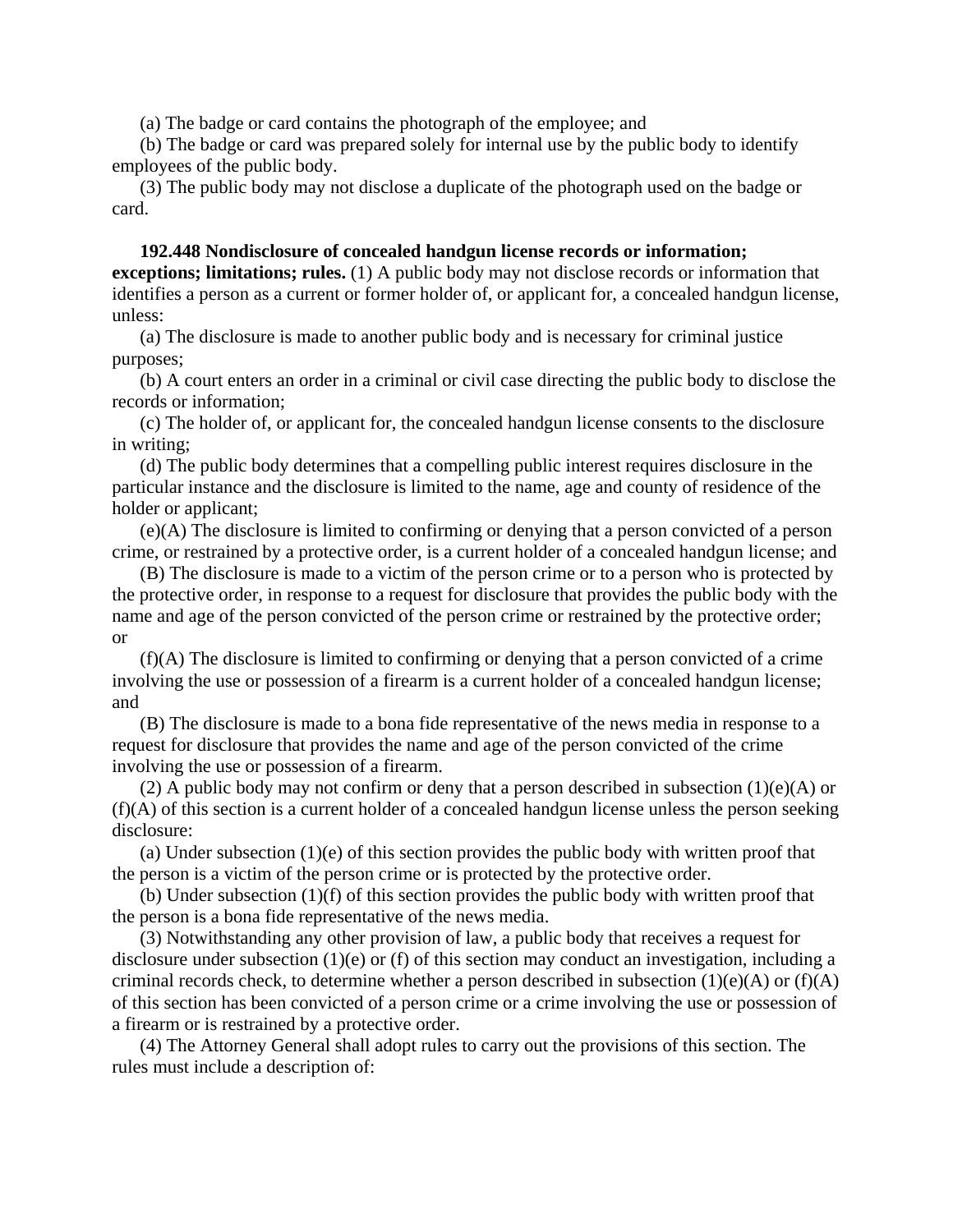(a) The badge or card contains the photograph of the employee; and

(b) The badge or card was prepared solely for internal use by the public body to identify employees of the public body.

(3) The public body may not disclose a duplicate of the photograph used on the badge or card.

**192.448 Nondisclosure of concealed handgun license records or information; exceptions; limitations; rules.** (1) A public body may not disclose records or information that identifies a person as a current or former holder of, or applicant for, a concealed handgun license, unless:

(a) The disclosure is made to another public body and is necessary for criminal justice purposes;

(b) A court enters an order in a criminal or civil case directing the public body to disclose the records or information;

(c) The holder of, or applicant for, the concealed handgun license consents to the disclosure in writing;

(d) The public body determines that a compelling public interest requires disclosure in the particular instance and the disclosure is limited to the name, age and county of residence of the holder or applicant;

(e)(A) The disclosure is limited to confirming or denying that a person convicted of a person crime, or restrained by a protective order, is a current holder of a concealed handgun license; and

(B) The disclosure is made to a victim of the person crime or to a person who is protected by the protective order, in response to a request for disclosure that provides the public body with the name and age of the person convicted of the person crime or restrained by the protective order; or

(f)(A) The disclosure is limited to confirming or denying that a person convicted of a crime involving the use or possession of a firearm is a current holder of a concealed handgun license; and

(B) The disclosure is made to a bona fide representative of the news media in response to a request for disclosure that provides the name and age of the person convicted of the crime involving the use or possession of a firearm.

(2) A public body may not confirm or deny that a person described in subsection (1)(e)(A) or (f)(A) of this section is a current holder of a concealed handgun license unless the person seeking disclosure:

(a) Under subsection (1)(e) of this section provides the public body with written proof that the person is a victim of the person crime or is protected by the protective order.

(b) Under subsection (1)(f) of this section provides the public body with written proof that the person is a bona fide representative of the news media.

(3) Notwithstanding any other provision of law, a public body that receives a request for disclosure under subsection (1)(e) or (f) of this section may conduct an investigation, including a criminal records check, to determine whether a person described in subsection (1)(e)(A) or (f)(A) of this section has been convicted of a person crime or a crime involving the use or possession of a firearm or is restrained by a protective order.

(4) The Attorney General shall adopt rules to carry out the provisions of this section. The rules must include a description of: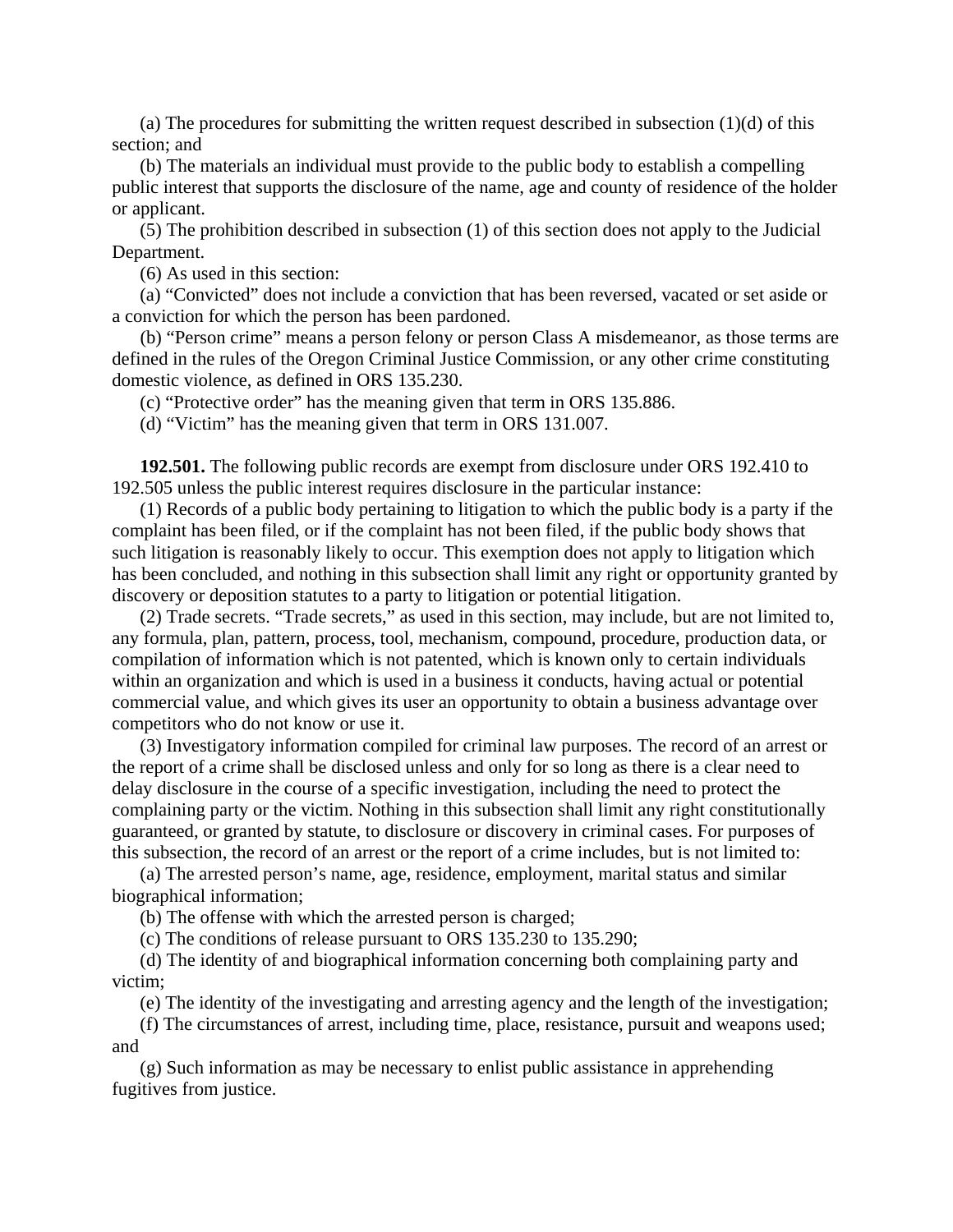(a) The procedures for submitting the written request described in subsection (1)(d) of this section; and

(b) The materials an individual must provide to the public body to establish a compelling public interest that supports the disclosure of the name, age and county of residence of the holder or applicant.

(5) The prohibition described in subsection (1) of this section does not apply to the Judicial Department.

(6) As used in this section:

(a) "Convicted" does not include a conviction that has been reversed, vacated or set aside or a conviction for which the person has been pardoned.

(b) "Person crime" means a person felony or person Class A misdemeanor, as those terms are defined in the rules of the Oregon Criminal Justice Commission, or any other crime constituting domestic violence, as defined in ORS 135.230.

(c) "Protective order" has the meaning given that term in ORS 135.886.

(d) "Victim" has the meaning given that term in ORS 131.007.

**192.501.** The following public records are exempt from disclosure under ORS 192.410 to 192.505 unless the public interest requires disclosure in the particular instance:

(1) Records of a public body pertaining to litigation to which the public body is a party if the complaint has been filed, or if the complaint has not been filed, if the public body shows that such litigation is reasonably likely to occur. This exemption does not apply to litigation which has been concluded, and nothing in this subsection shall limit any right or opportunity granted by discovery or deposition statutes to a party to litigation or potential litigation.

(2) Trade secrets. "Trade secrets," as used in this section, may include, but are not limited to, any formula, plan, pattern, process, tool, mechanism, compound, procedure, production data, or compilation of information which is not patented, which is known only to certain individuals within an organization and which is used in a business it conducts, having actual or potential commercial value, and which gives its user an opportunity to obtain a business advantage over competitors who do not know or use it.

(3) Investigatory information compiled for criminal law purposes. The record of an arrest or the report of a crime shall be disclosed unless and only for so long as there is a clear need to delay disclosure in the course of a specific investigation, including the need to protect the complaining party or the victim. Nothing in this subsection shall limit any right constitutionally guaranteed, or granted by statute, to disclosure or discovery in criminal cases. For purposes of this subsection, the record of an arrest or the report of a crime includes, but is not limited to:

(a) The arrested person's name, age, residence, employment, marital status and similar biographical information;

(b) The offense with which the arrested person is charged;

(c) The conditions of release pursuant to ORS 135.230 to 135.290;

(d) The identity of and biographical information concerning both complaining party and victim;

(e) The identity of the investigating and arresting agency and the length of the investigation;

(f) The circumstances of arrest, including time, place, resistance, pursuit and weapons used; and

(g) Such information as may be necessary to enlist public assistance in apprehending fugitives from justice.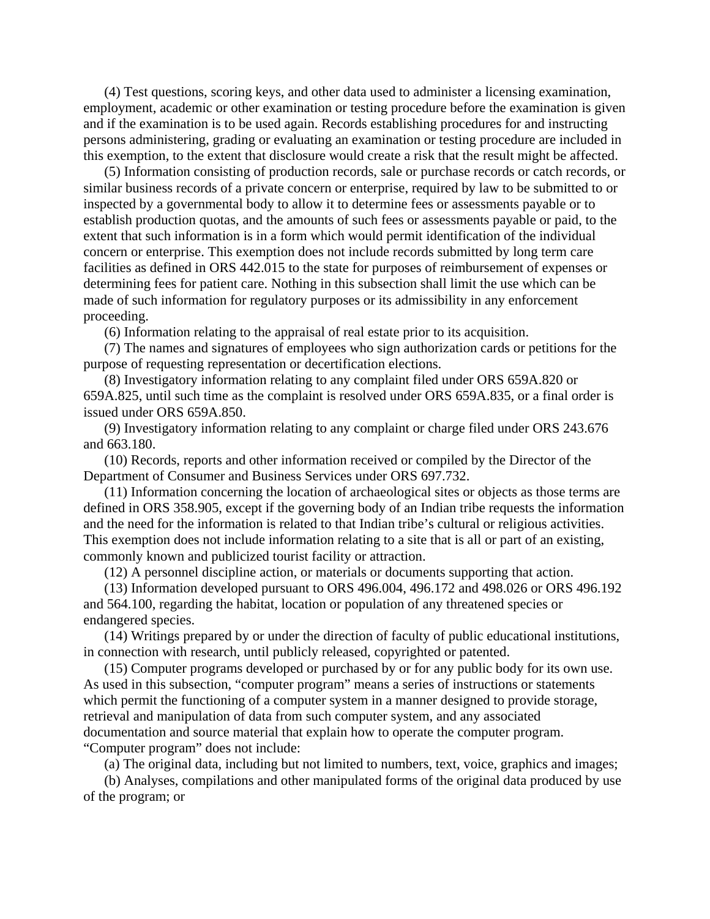(4) Test questions, scoring keys, and other data used to administer a licensing examination, employment, academic or other examination or testing procedure before the examination is given and if the examination is to be used again. Records establishing procedures for and instructing persons administering, grading or evaluating an examination or testing procedure are included in this exemption, to the extent that disclosure would create a risk that the result might be affected.

(5) Information consisting of production records, sale or purchase records or catch records, or similar business records of a private concern or enterprise, required by law to be submitted to or inspected by a governmental body to allow it to determine fees or assessments payable or to establish production quotas, and the amounts of such fees or assessments payable or paid, to the extent that such information is in a form which would permit identification of the individual concern or enterprise. This exemption does not include records submitted by long term care facilities as defined in ORS 442.015 to the state for purposes of reimbursement of expenses or determining fees for patient care. Nothing in this subsection shall limit the use which can be made of such information for regulatory purposes or its admissibility in any enforcement proceeding.

(6) Information relating to the appraisal of real estate prior to its acquisition.

(7) The names and signatures of employees who sign authorization cards or petitions for the purpose of requesting representation or decertification elections.

(8) Investigatory information relating to any complaint filed under ORS 659A.820 or 659A.825, until such time as the complaint is resolved under ORS 659A.835, or a final order is issued under ORS 659A.850.

(9) Investigatory information relating to any complaint or charge filed under ORS 243.676 and 663.180.

(10) Records, reports and other information received or compiled by the Director of the Department of Consumer and Business Services under ORS 697.732.

(11) Information concerning the location of archaeological sites or objects as those terms are defined in ORS 358.905, except if the governing body of an Indian tribe requests the information and the need for the information is related to that Indian tribe's cultural or religious activities. This exemption does not include information relating to a site that is all or part of an existing, commonly known and publicized tourist facility or attraction.

(12) A personnel discipline action, or materials or documents supporting that action.

(13) Information developed pursuant to ORS 496.004, 496.172 and 498.026 or ORS 496.192 and 564.100, regarding the habitat, location or population of any threatened species or endangered species.

(14) Writings prepared by or under the direction of faculty of public educational institutions, in connection with research, until publicly released, copyrighted or patented.

(15) Computer programs developed or purchased by or for any public body for its own use. As used in this subsection, "computer program" means a series of instructions or statements which permit the functioning of a computer system in a manner designed to provide storage, retrieval and manipulation of data from such computer system, and any associated documentation and source material that explain how to operate the computer program. "Computer program" does not include:

(a) The original data, including but not limited to numbers, text, voice, graphics and images;

(b) Analyses, compilations and other manipulated forms of the original data produced by use of the program; or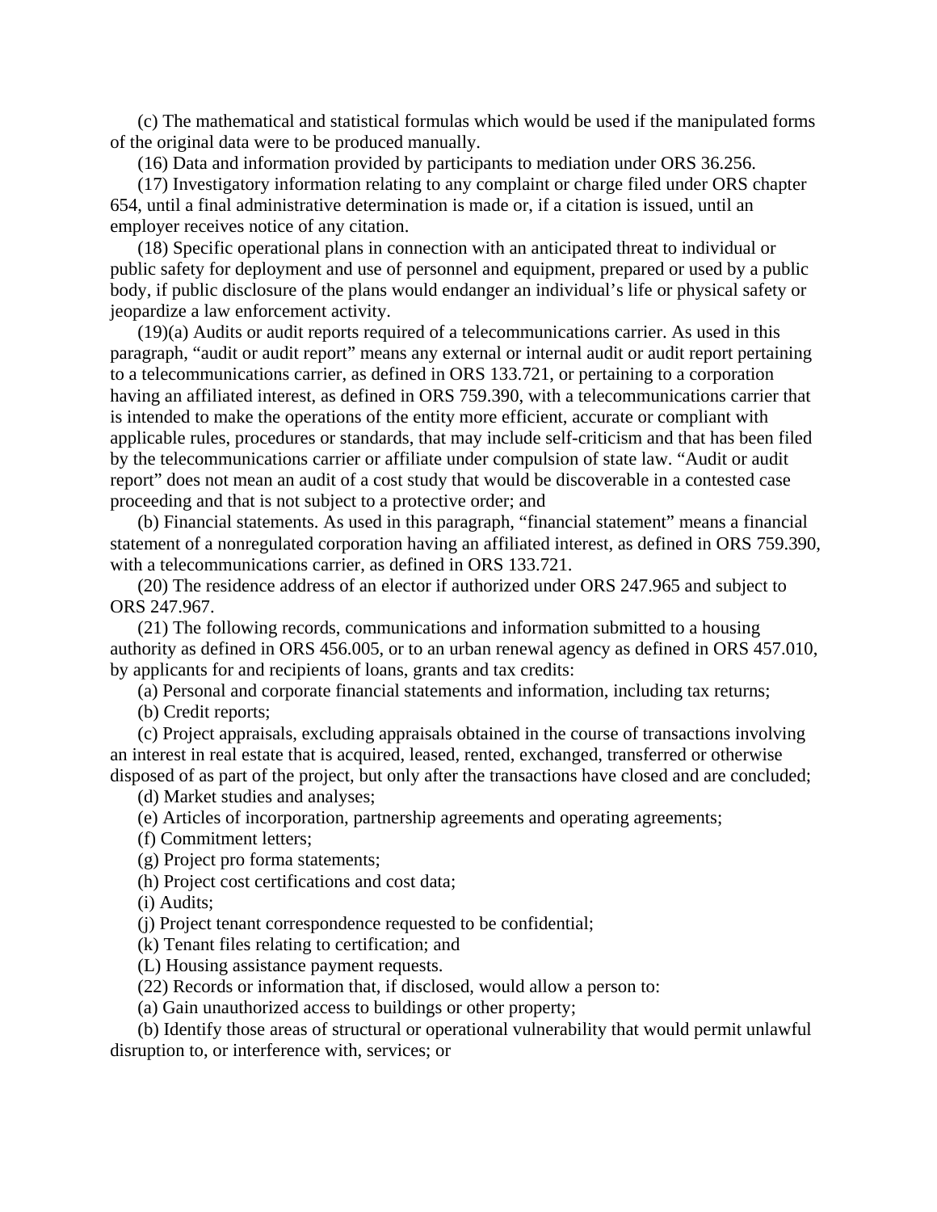(c) The mathematical and statistical formulas which would be used if the manipulated forms of the original data were to be produced manually.

(16) Data and information provided by participants to mediation under ORS 36.256.

(17) Investigatory information relating to any complaint or charge filed under ORS chapter 654, until a final administrative determination is made or, if a citation is issued, until an employer receives notice of any citation.

(18) Specific operational plans in connection with an anticipated threat to individual or public safety for deployment and use of personnel and equipment, prepared or used by a public body, if public disclosure of the plans would endanger an individual's life or physical safety or jeopardize a law enforcement activity.

(19)(a) Audits or audit reports required of a telecommunications carrier. As used in this paragraph, "audit or audit report" means any external or internal audit or audit report pertaining to a telecommunications carrier, as defined in ORS 133.721, or pertaining to a corporation having an affiliated interest, as defined in ORS 759.390, with a telecommunications carrier that is intended to make the operations of the entity more efficient, accurate or compliant with applicable rules, procedures or standards, that may include self-criticism and that has been filed by the telecommunications carrier or affiliate under compulsion of state law. "Audit or audit report" does not mean an audit of a cost study that would be discoverable in a contested case proceeding and that is not subject to a protective order; and

(b) Financial statements. As used in this paragraph, "financial statement" means a financial statement of a nonregulated corporation having an affiliated interest, as defined in ORS 759.390, with a telecommunications carrier, as defined in ORS 133.721.

(20) The residence address of an elector if authorized under ORS 247.965 and subject to ORS 247.967.

(21) The following records, communications and information submitted to a housing authority as defined in ORS 456.005, or to an urban renewal agency as defined in ORS 457.010, by applicants for and recipients of loans, grants and tax credits:

(a) Personal and corporate financial statements and information, including tax returns;

(b) Credit reports;

(c) Project appraisals, excluding appraisals obtained in the course of transactions involving an interest in real estate that is acquired, leased, rented, exchanged, transferred or otherwise disposed of as part of the project, but only after the transactions have closed and are concluded;

(d) Market studies and analyses;

(e) Articles of incorporation, partnership agreements and operating agreements;

(f) Commitment letters;

(g) Project pro forma statements;

(h) Project cost certifications and cost data;

(i) Audits;

(j) Project tenant correspondence requested to be confidential;

(k) Tenant files relating to certification; and

(L) Housing assistance payment requests.

(22) Records or information that, if disclosed, would allow a person to:

(a) Gain unauthorized access to buildings or other property;

(b) Identify those areas of structural or operational vulnerability that would permit unlawful disruption to, or interference with, services; or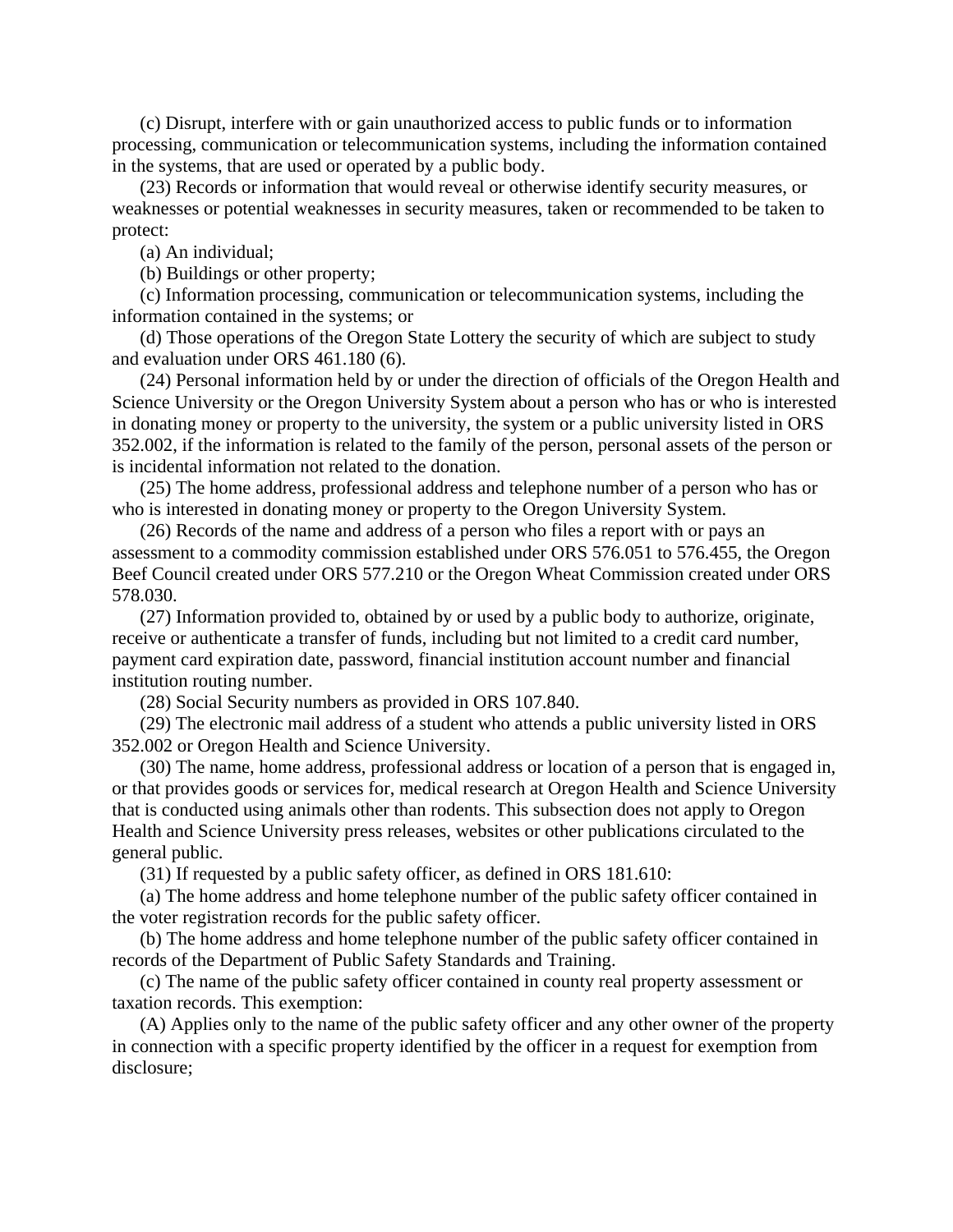(c) Disrupt, interfere with or gain unauthorized access to public funds or to information processing, communication or telecommunication systems, including the information contained in the systems, that are used or operated by a public body.

(23) Records or information that would reveal or otherwise identify security measures, or weaknesses or potential weaknesses in security measures, taken or recommended to be taken to protect:

(a) An individual;

(b) Buildings or other property;

(c) Information processing, communication or telecommunication systems, including the information contained in the systems; or

(d) Those operations of the Oregon State Lottery the security of which are subject to study and evaluation under ORS 461.180 (6).

(24) Personal information held by or under the direction of officials of the Oregon Health and Science University or the Oregon University System about a person who has or who is interested in donating money or property to the university, the system or a public university listed in ORS 352.002, if the information is related to the family of the person, personal assets of the person or is incidental information not related to the donation.

(25) The home address, professional address and telephone number of a person who has or who is interested in donating money or property to the Oregon University System.

(26) Records of the name and address of a person who files a report with or pays an assessment to a commodity commission established under ORS 576.051 to 576.455, the Oregon Beef Council created under ORS 577.210 or the Oregon Wheat Commission created under ORS 578.030.

(27) Information provided to, obtained by or used by a public body to authorize, originate, receive or authenticate a transfer of funds, including but not limited to a credit card number, payment card expiration date, password, financial institution account number and financial institution routing number.

(28) Social Security numbers as provided in ORS 107.840.

(29) The electronic mail address of a student who attends a public university listed in ORS 352.002 or Oregon Health and Science University.

(30) The name, home address, professional address or location of a person that is engaged in, or that provides goods or services for, medical research at Oregon Health and Science University that is conducted using animals other than rodents. This subsection does not apply to Oregon Health and Science University press releases, websites or other publications circulated to the general public.

(31) If requested by a public safety officer, as defined in ORS 181.610:

(a) The home address and home telephone number of the public safety officer contained in the voter registration records for the public safety officer.

(b) The home address and home telephone number of the public safety officer contained in records of the Department of Public Safety Standards and Training.

(c) The name of the public safety officer contained in county real property assessment or taxation records. This exemption:

(A) Applies only to the name of the public safety officer and any other owner of the property in connection with a specific property identified by the officer in a request for exemption from disclosure;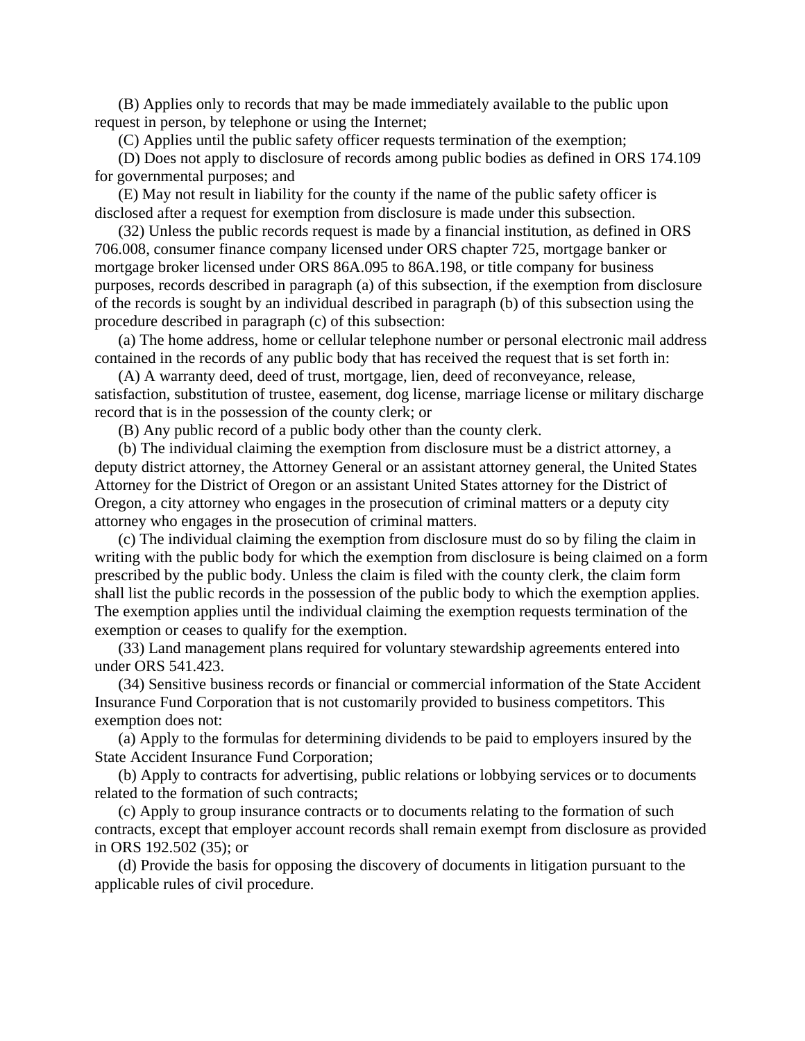(B) Applies only to records that may be made immediately available to the public upon request in person, by telephone or using the Internet;

(C) Applies until the public safety officer requests termination of the exemption;

(D) Does not apply to disclosure of records among public bodies as defined in ORS 174.109 for governmental purposes; and

(E) May not result in liability for the county if the name of the public safety officer is disclosed after a request for exemption from disclosure is made under this subsection.

(32) Unless the public records request is made by a financial institution, as defined in ORS 706.008, consumer finance company licensed under ORS chapter 725, mortgage banker or mortgage broker licensed under ORS 86A.095 to 86A.198, or title company for business purposes, records described in paragraph (a) of this subsection, if the exemption from disclosure of the records is sought by an individual described in paragraph (b) of this subsection using the procedure described in paragraph (c) of this subsection:

(a) The home address, home or cellular telephone number or personal electronic mail address contained in the records of any public body that has received the request that is set forth in:

(A) A warranty deed, deed of trust, mortgage, lien, deed of reconveyance, release, satisfaction, substitution of trustee, easement, dog license, marriage license or military discharge record that is in the possession of the county clerk; or

(B) Any public record of a public body other than the county clerk.

(b) The individual claiming the exemption from disclosure must be a district attorney, a deputy district attorney, the Attorney General or an assistant attorney general, the United States Attorney for the District of Oregon or an assistant United States attorney for the District of Oregon, a city attorney who engages in the prosecution of criminal matters or a deputy city attorney who engages in the prosecution of criminal matters.

(c) The individual claiming the exemption from disclosure must do so by filing the claim in writing with the public body for which the exemption from disclosure is being claimed on a form prescribed by the public body. Unless the claim is filed with the county clerk, the claim form shall list the public records in the possession of the public body to which the exemption applies. The exemption applies until the individual claiming the exemption requests termination of the exemption or ceases to qualify for the exemption.

(33) Land management plans required for voluntary stewardship agreements entered into under ORS 541.423.

(34) Sensitive business records or financial or commercial information of the State Accident Insurance Fund Corporation that is not customarily provided to business competitors. This exemption does not:

(a) Apply to the formulas for determining dividends to be paid to employers insured by the State Accident Insurance Fund Corporation;

(b) Apply to contracts for advertising, public relations or lobbying services or to documents related to the formation of such contracts;

(c) Apply to group insurance contracts or to documents relating to the formation of such contracts, except that employer account records shall remain exempt from disclosure as provided in ORS 192.502 (35); or

(d) Provide the basis for opposing the discovery of documents in litigation pursuant to the applicable rules of civil procedure.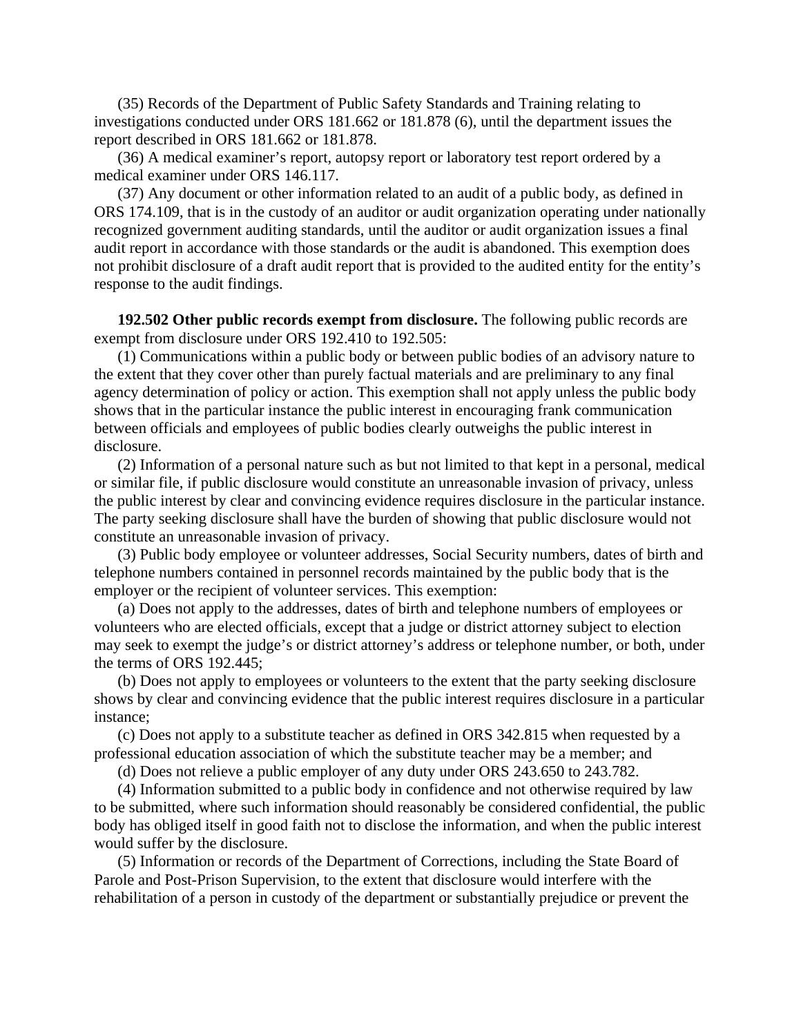(35) Records of the Department of Public Safety Standards and Training relating to investigations conducted under ORS 181.662 or 181.878 (6), until the department issues the report described in ORS 181.662 or 181.878.

(36) A medical examiner's report, autopsy report or laboratory test report ordered by a medical examiner under ORS 146.117.

(37) Any document or other information related to an audit of a public body, as defined in ORS 174.109, that is in the custody of an auditor or audit organization operating under nationally recognized government auditing standards, until the auditor or audit organization issues a final audit report in accordance with those standards or the audit is abandoned. This exemption does not prohibit disclosure of a draft audit report that is provided to the audited entity for the entity's response to the audit findings.

**192.502 Other public records exempt from disclosure.** The following public records are exempt from disclosure under ORS 192.410 to 192.505:

(1) Communications within a public body or between public bodies of an advisory nature to the extent that they cover other than purely factual materials and are preliminary to any final agency determination of policy or action. This exemption shall not apply unless the public body shows that in the particular instance the public interest in encouraging frank communication between officials and employees of public bodies clearly outweighs the public interest in disclosure.

(2) Information of a personal nature such as but not limited to that kept in a personal, medical or similar file, if public disclosure would constitute an unreasonable invasion of privacy, unless the public interest by clear and convincing evidence requires disclosure in the particular instance. The party seeking disclosure shall have the burden of showing that public disclosure would not constitute an unreasonable invasion of privacy.

(3) Public body employee or volunteer addresses, Social Security numbers, dates of birth and telephone numbers contained in personnel records maintained by the public body that is the employer or the recipient of volunteer services. This exemption:

(a) Does not apply to the addresses, dates of birth and telephone numbers of employees or volunteers who are elected officials, except that a judge or district attorney subject to election may seek to exempt the judge's or district attorney's address or telephone number, or both, under the terms of ORS 192.445;

(b) Does not apply to employees or volunteers to the extent that the party seeking disclosure shows by clear and convincing evidence that the public interest requires disclosure in a particular instance;

(c) Does not apply to a substitute teacher as defined in ORS 342.815 when requested by a professional education association of which the substitute teacher may be a member; and

(d) Does not relieve a public employer of any duty under ORS 243.650 to 243.782.

(4) Information submitted to a public body in confidence and not otherwise required by law to be submitted, where such information should reasonably be considered confidential, the public body has obliged itself in good faith not to disclose the information, and when the public interest would suffer by the disclosure.

(5) Information or records of the Department of Corrections, including the State Board of Parole and Post-Prison Supervision, to the extent that disclosure would interfere with the rehabilitation of a person in custody of the department or substantially prejudice or prevent the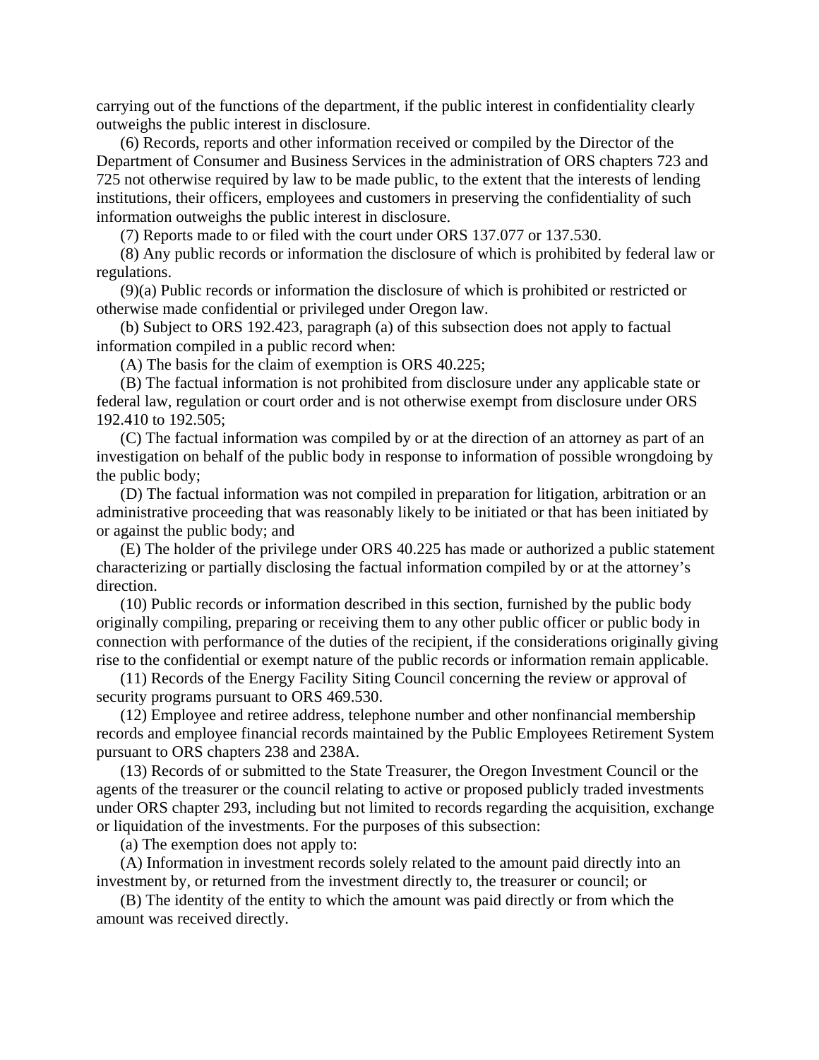carrying out of the functions of the department, if the public interest in confidentiality clearly outweighs the public interest in disclosure.

(6) Records, reports and other information received or compiled by the Director of the Department of Consumer and Business Services in the administration of ORS chapters 723 and 725 not otherwise required by law to be made public, to the extent that the interests of lending institutions, their officers, employees and customers in preserving the confidentiality of such information outweighs the public interest in disclosure.

(7) Reports made to or filed with the court under ORS 137.077 or 137.530.

(8) Any public records or information the disclosure of which is prohibited by federal law or regulations.

(9)(a) Public records or information the disclosure of which is prohibited or restricted or otherwise made confidential or privileged under Oregon law.

(b) Subject to ORS 192.423, paragraph (a) of this subsection does not apply to factual information compiled in a public record when:

(A) The basis for the claim of exemption is ORS 40.225;

(B) The factual information is not prohibited from disclosure under any applicable state or federal law, regulation or court order and is not otherwise exempt from disclosure under ORS 192.410 to 192.505;

(C) The factual information was compiled by or at the direction of an attorney as part of an investigation on behalf of the public body in response to information of possible wrongdoing by the public body;

(D) The factual information was not compiled in preparation for litigation, arbitration or an administrative proceeding that was reasonably likely to be initiated or that has been initiated by or against the public body; and

(E) The holder of the privilege under ORS 40.225 has made or authorized a public statement characterizing or partially disclosing the factual information compiled by or at the attorney's direction.

(10) Public records or information described in this section, furnished by the public body originally compiling, preparing or receiving them to any other public officer or public body in connection with performance of the duties of the recipient, if the considerations originally giving rise to the confidential or exempt nature of the public records or information remain applicable.

(11) Records of the Energy Facility Siting Council concerning the review or approval of security programs pursuant to ORS 469.530.

(12) Employee and retiree address, telephone number and other nonfinancial membership records and employee financial records maintained by the Public Employees Retirement System pursuant to ORS chapters 238 and 238A.

(13) Records of or submitted to the State Treasurer, the Oregon Investment Council or the agents of the treasurer or the council relating to active or proposed publicly traded investments under ORS chapter 293, including but not limited to records regarding the acquisition, exchange or liquidation of the investments. For the purposes of this subsection:

(a) The exemption does not apply to:

(A) Information in investment records solely related to the amount paid directly into an investment by, or returned from the investment directly to, the treasurer or council; or

(B) The identity of the entity to which the amount was paid directly or from which the amount was received directly.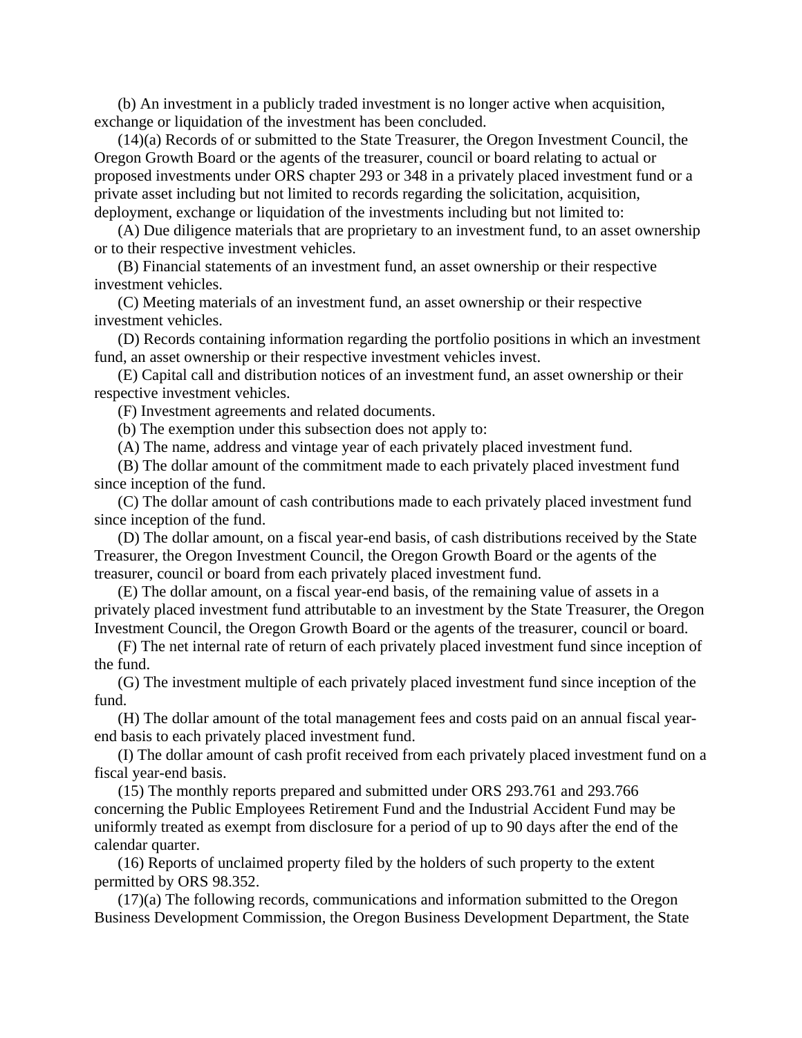(b) An investment in a publicly traded investment is no longer active when acquisition, exchange or liquidation of the investment has been concluded.

(14)(a) Records of or submitted to the State Treasurer, the Oregon Investment Council, the Oregon Growth Board or the agents of the treasurer, council or board relating to actual or proposed investments under ORS chapter 293 or 348 in a privately placed investment fund or a private asset including but not limited to records regarding the solicitation, acquisition, deployment, exchange or liquidation of the investments including but not limited to:

(A) Due diligence materials that are proprietary to an investment fund, to an asset ownership or to their respective investment vehicles.

(B) Financial statements of an investment fund, an asset ownership or their respective investment vehicles.

(C) Meeting materials of an investment fund, an asset ownership or their respective investment vehicles.

(D) Records containing information regarding the portfolio positions in which an investment fund, an asset ownership or their respective investment vehicles invest.

(E) Capital call and distribution notices of an investment fund, an asset ownership or their respective investment vehicles.

(F) Investment agreements and related documents.

(b) The exemption under this subsection does not apply to:

(A) The name, address and vintage year of each privately placed investment fund.

(B) The dollar amount of the commitment made to each privately placed investment fund since inception of the fund.

(C) The dollar amount of cash contributions made to each privately placed investment fund since inception of the fund.

(D) The dollar amount, on a fiscal year-end basis, of cash distributions received by the State Treasurer, the Oregon Investment Council, the Oregon Growth Board or the agents of the treasurer, council or board from each privately placed investment fund.

(E) The dollar amount, on a fiscal year-end basis, of the remaining value of assets in a privately placed investment fund attributable to an investment by the State Treasurer, the Oregon Investment Council, the Oregon Growth Board or the agents of the treasurer, council or board.

(F) The net internal rate of return of each privately placed investment fund since inception of the fund.

(G) The investment multiple of each privately placed investment fund since inception of the fund.

(H) The dollar amount of the total management fees and costs paid on an annual fiscal year-end basis to each privately placed investment fund.

(I) The dollar amount of cash profit received from each privately placed investment fund on a fiscal year-end basis.

(15) The monthly reports prepared and submitted under ORS 293.761 and 293.766 concerning the Public Employees Retirement Fund and the Industrial Accident Fund may be uniformly treated as exempt from disclosure for a period of up to 90 days after the end of the calendar quarter.

(16) Reports of unclaimed property filed by the holders of such property to the extent permitted by ORS 98.352.

(17)(a) The following records, communications and information submitted to the Oregon Business Development Commission, the Oregon Business Development Department, the State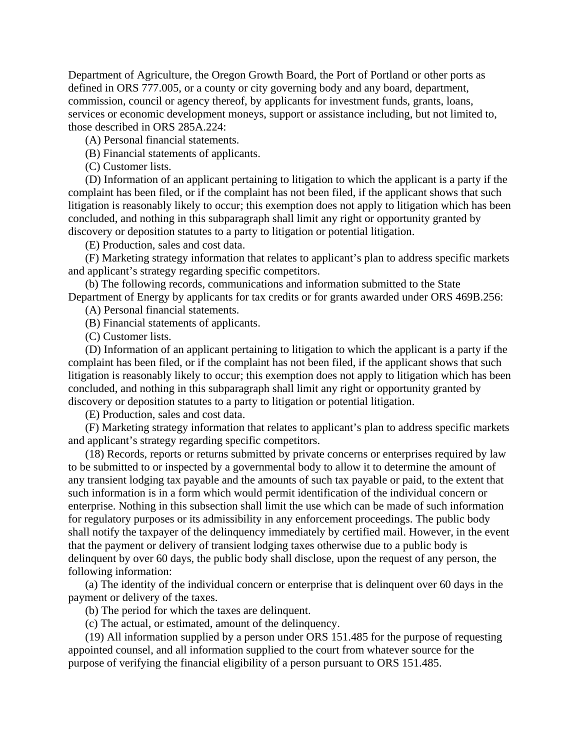Department of Agriculture, the Oregon Growth Board, the Port of Portland or other ports as defined in ORS 777.005, or a county or city governing body and any board, department, commission, council or agency thereof, by applicants for investment funds, grants, loans, services or economic development moneys, support or assistance including, but not limited to, those described in ORS 285A.224:

(A) Personal financial statements.

(B) Financial statements of applicants.

(C) Customer lists.

(D) Information of an applicant pertaining to litigation to which the applicant is a party if the complaint has been filed, or if the complaint has not been filed, if the applicant shows that such litigation is reasonably likely to occur; this exemption does not apply to litigation which has been concluded, and nothing in this subparagraph shall limit any right or opportunity granted by discovery or deposition statutes to a party to litigation or potential litigation.

(E) Production, sales and cost data.

(F) Marketing strategy information that relates to applicant's plan to address specific markets and applicant's strategy regarding specific competitors.

(b) The following records, communications and information submitted to the State Department of Energy by applicants for tax credits or for grants awarded under ORS 469B.256:

(A) Personal financial statements.

(B) Financial statements of applicants.

(C) Customer lists.

(D) Information of an applicant pertaining to litigation to which the applicant is a party if the complaint has been filed, or if the complaint has not been filed, if the applicant shows that such litigation is reasonably likely to occur; this exemption does not apply to litigation which has been concluded, and nothing in this subparagraph shall limit any right or opportunity granted by discovery or deposition statutes to a party to litigation or potential litigation.

(E) Production, sales and cost data.

(F) Marketing strategy information that relates to applicant's plan to address specific markets and applicant's strategy regarding specific competitors.

(18) Records, reports or returns submitted by private concerns or enterprises required by law to be submitted to or inspected by a governmental body to allow it to determine the amount of any transient lodging tax payable and the amounts of such tax payable or paid, to the extent that such information is in a form which would permit identification of the individual concern or enterprise. Nothing in this subsection shall limit the use which can be made of such information for regulatory purposes or its admissibility in any enforcement proceedings. The public body shall notify the taxpayer of the delinquency immediately by certified mail. However, in the event that the payment or delivery of transient lodging taxes otherwise due to a public body is delinquent by over 60 days, the public body shall disclose, upon the request of any person, the following information:

(a) The identity of the individual concern or enterprise that is delinquent over 60 days in the payment or delivery of the taxes.

(b) The period for which the taxes are delinquent.

(c) The actual, or estimated, amount of the delinquency.

(19) All information supplied by a person under ORS 151.485 for the purpose of requesting appointed counsel, and all information supplied to the court from whatever source for the purpose of verifying the financial eligibility of a person pursuant to ORS 151.485.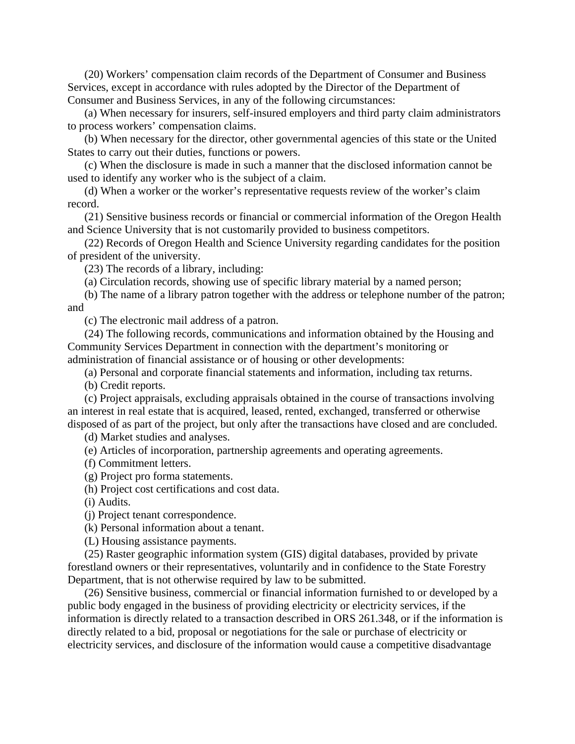(20) Workers' compensation claim records of the Department of Consumer and Business Services, except in accordance with rules adopted by the Director of the Department of Consumer and Business Services, in any of the following circumstances:

(a) When necessary for insurers, self-insured employers and third party claim administrators to process workers' compensation claims.

(b) When necessary for the director, other governmental agencies of this state or the United States to carry out their duties, functions or powers.

(c) When the disclosure is made in such a manner that the disclosed information cannot be used to identify any worker who is the subject of a claim.

(d) When a worker or the worker's representative requests review of the worker's claim record.

(21) Sensitive business records or financial or commercial information of the Oregon Health and Science University that is not customarily provided to business competitors.

(22) Records of Oregon Health and Science University regarding candidates for the position of president of the university.

(23) The records of a library, including:

(a) Circulation records, showing use of specific library material by a named person;

(b) The name of a library patron together with the address or telephone number of the patron; and

(c) The electronic mail address of a patron.

(24) The following records, communications and information obtained by the Housing and Community Services Department in connection with the department's monitoring or administration of financial assistance or of housing or other developments:

(a) Personal and corporate financial statements and information, including tax returns.

(b) Credit reports.

(c) Project appraisals, excluding appraisals obtained in the course of transactions involving an interest in real estate that is acquired, leased, rented, exchanged, transferred or otherwise disposed of as part of the project, but only after the transactions have closed and are concluded.

(d) Market studies and analyses.

(e) Articles of incorporation, partnership agreements and operating agreements.

(f) Commitment letters.

(g) Project pro forma statements.

(h) Project cost certifications and cost data.

(i) Audits.

(j) Project tenant correspondence.

(k) Personal information about a tenant.

(L) Housing assistance payments.

(25) Raster geographic information system (GIS) digital databases, provided by private forestland owners or their representatives, voluntarily and in confidence to the State Forestry Department, that is not otherwise required by law to be submitted.

(26) Sensitive business, commercial or financial information furnished to or developed by a public body engaged in the business of providing electricity or electricity services, if the information is directly related to a transaction described in ORS 261.348, or if the information is directly related to a bid, proposal or negotiations for the sale or purchase of electricity or electricity services, and disclosure of the information would cause a competitive disadvantage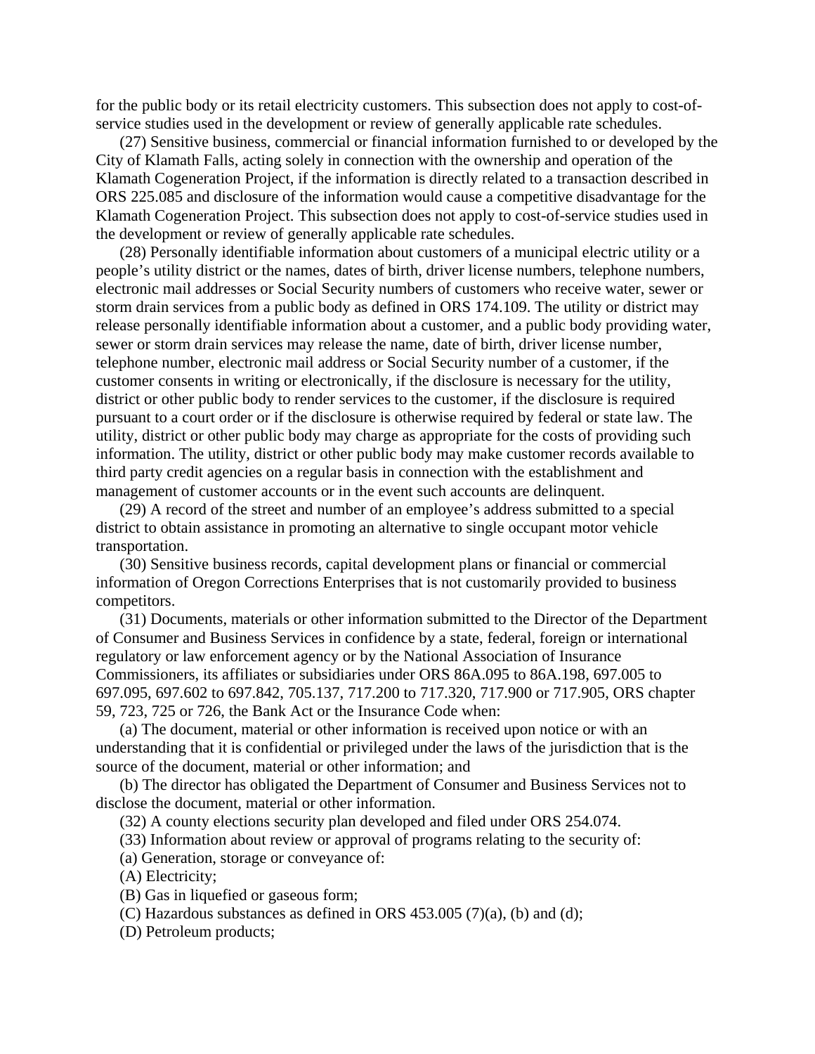for the public body or its retail electricity customers. This subsection does not apply to cost-of-service studies used in the development or review of generally applicable rate schedules.

(27) Sensitive business, commercial or financial information furnished to or developed by the City of Klamath Falls, acting solely in connection with the ownership and operation of the Klamath Cogeneration Project, if the information is directly related to a transaction described in ORS 225.085 and disclosure of the information would cause a competitive disadvantage for the Klamath Cogeneration Project. This subsection does not apply to cost-of-service studies used in the development or review of generally applicable rate schedules.

(28) Personally identifiable information about customers of a municipal electric utility or a people's utility district or the names, dates of birth, driver license numbers, telephone numbers, electronic mail addresses or Social Security numbers of customers who receive water, sewer or storm drain services from a public body as defined in ORS 174.109. The utility or district may release personally identifiable information about a customer, and a public body providing water, sewer or storm drain services may release the name, date of birth, driver license number, telephone number, electronic mail address or Social Security number of a customer, if the customer consents in writing or electronically, if the disclosure is necessary for the utility, district or other public body to render services to the customer, if the disclosure is required pursuant to a court order or if the disclosure is otherwise required by federal or state law. The utility, district or other public body may charge as appropriate for the costs of providing such information. The utility, district or other public body may make customer records available to third party credit agencies on a regular basis in connection with the establishment and management of customer accounts or in the event such accounts are delinquent.

(29) A record of the street and number of an employee's address submitted to a special district to obtain assistance in promoting an alternative to single occupant motor vehicle transportation.

(30) Sensitive business records, capital development plans or financial or commercial information of Oregon Corrections Enterprises that is not customarily provided to business competitors.

(31) Documents, materials or other information submitted to the Director of the Department of Consumer and Business Services in confidence by a state, federal, foreign or international regulatory or law enforcement agency or by the National Association of Insurance Commissioners, its affiliates or subsidiaries under ORS 86A.095 to 86A.198, 697.005 to 697.095, 697.602 to 697.842, 705.137, 717.200 to 717.320, 717.900 or 717.905, ORS chapter 59, 723, 725 or 726, the Bank Act or the Insurance Code when:

(a) The document, material or other information is received upon notice or with an understanding that it is confidential or privileged under the laws of the jurisdiction that is the source of the document, material or other information; and

(b) The director has obligated the Department of Consumer and Business Services not to disclose the document, material or other information.

(32) A county elections security plan developed and filed under ORS 254.074.

(33) Information about review or approval of programs relating to the security of:

(a) Generation, storage or conveyance of:

(A) Electricity;

(B) Gas in liquefied or gaseous form;

(C) Hazardous substances as defined in ORS 453.005 (7)(a), (b) and (d);

(D) Petroleum products;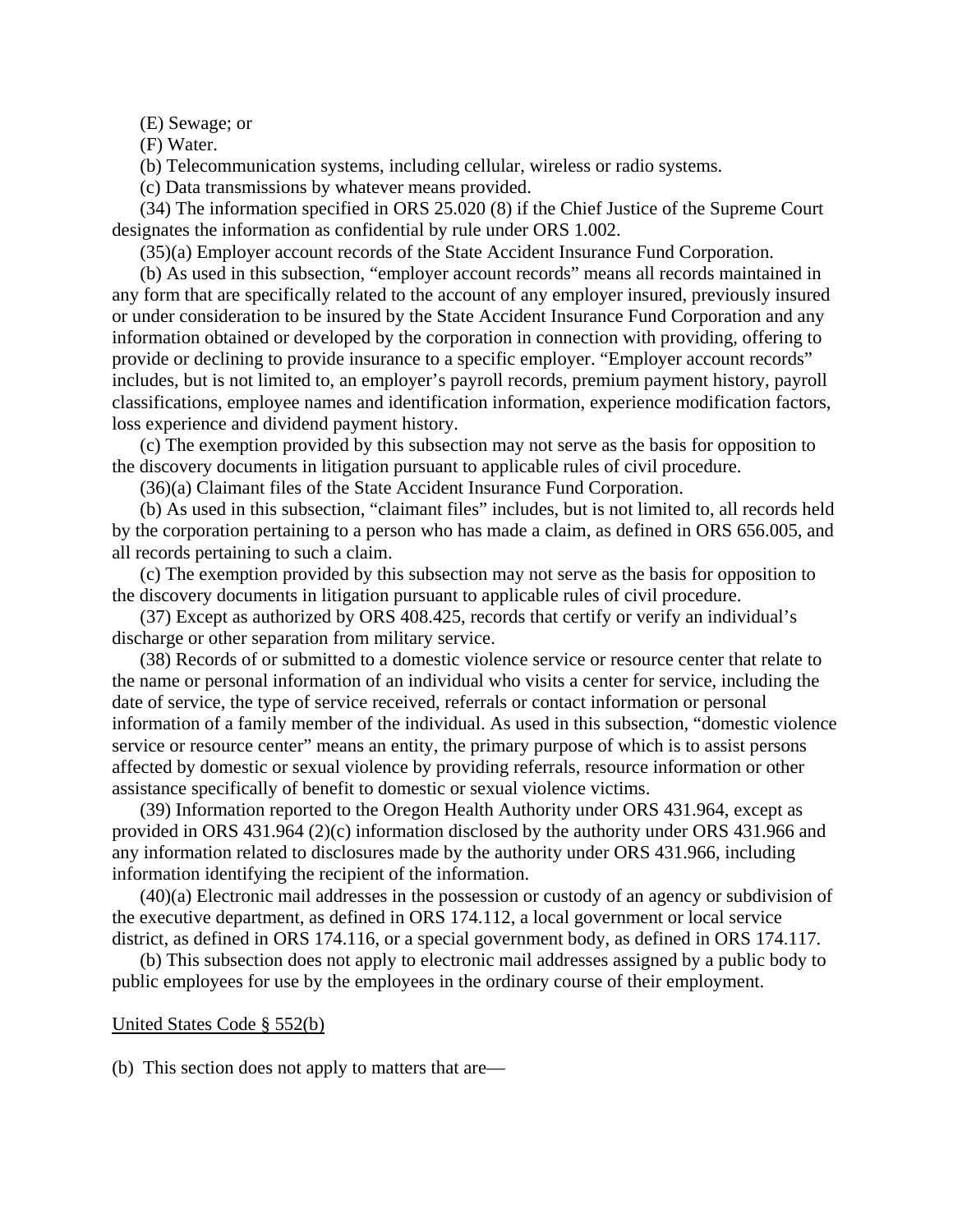(E) Sewage; or

(F) Water.

(b) Telecommunication systems, including cellular, wireless or radio systems.

(c) Data transmissions by whatever means provided.

(34) The information specified in ORS 25.020 (8) if the Chief Justice of the Supreme Court designates the information as confidential by rule under ORS 1.002.

(35)(a) Employer account records of the State Accident Insurance Fund Corporation.

(b) As used in this subsection, "employer account records" means all records maintained in any form that are specifically related to the account of any employer insured, previously insured or under consideration to be insured by the State Accident Insurance Fund Corporation and any information obtained or developed by the corporation in connection with providing, offering to provide or declining to provide insurance to a specific employer. "Employer account records" includes, but is not limited to, an employer's payroll records, premium payment history, payroll classifications, employee names and identification information, experience modification factors, loss experience and dividend payment history.

(c) The exemption provided by this subsection may not serve as the basis for opposition to the discovery documents in litigation pursuant to applicable rules of civil procedure.

(36)(a) Claimant files of the State Accident Insurance Fund Corporation.

(b) As used in this subsection, "claimant files" includes, but is not limited to, all records held by the corporation pertaining to a person who has made a claim, as defined in ORS 656.005, and all records pertaining to such a claim.

(c) The exemption provided by this subsection may not serve as the basis for opposition to the discovery documents in litigation pursuant to applicable rules of civil procedure.

(37) Except as authorized by ORS 408.425, records that certify or verify an individual's discharge or other separation from military service.

(38) Records of or submitted to a domestic violence service or resource center that relate to the name or personal information of an individual who visits a center for service, including the date of service, the type of service received, referrals or contact information or personal information of a family member of the individual. As used in this subsection, "domestic violence service or resource center" means an entity, the primary purpose of which is to assist persons affected by domestic or sexual violence by providing referrals, resource information or other assistance specifically of benefit to domestic or sexual violence victims.

(39) Information reported to the Oregon Health Authority under ORS 431.964, except as provided in ORS 431.964 (2)(c) information disclosed by the authority under ORS 431.966 and any information related to disclosures made by the authority under ORS 431.966, including information identifying the recipient of the information.

(40)(a) Electronic mail addresses in the possession or custody of an agency or subdivision of the executive department, as defined in ORS 174.112, a local government or local service district, as defined in ORS 174.116, or a special government body, as defined in ORS 174.117.

(b) This subsection does not apply to electronic mail addresses assigned by a public body to public employees for use by the employees in the ordinary course of their employment.

United States Code § 552(b)

(b) This section does not apply to matters that are—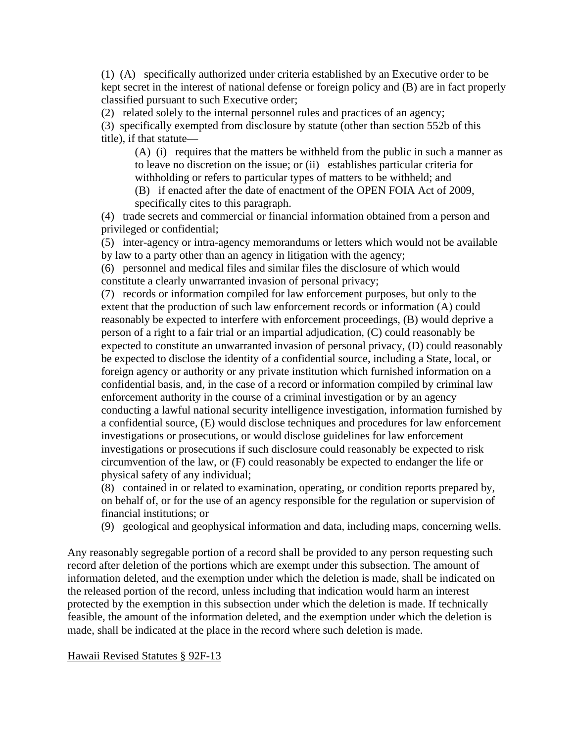(1) (A) specifically authorized under criteria established by an Executive order to be kept secret in the interest of national defense or foreign policy and (B) are in fact properly classified pursuant to such Executive order;

(2) related solely to the internal personnel rules and practices of an agency;

(3) specifically exempted from disclosure by statute (other than section 552b of this title), if that statute—

> (A) (i) requires that the matters be withheld from the public in such a manner as to leave no discretion on the issue; or (ii) establishes particular criteria for withholding or refers to particular types of matters to be withheld; and
>
> (B) if enacted after the date of enactment of the OPEN FOIA Act of 2009, specifically cites to this paragraph.

(4) trade secrets and commercial or financial information obtained from a person and privileged or confidential;

(5) inter-agency or intra-agency memorandums or letters which would not be available by law to a party other than an agency in litigation with the agency;

(6) personnel and medical files and similar files the disclosure of which would constitute a clearly unwarranted invasion of personal privacy;

(7) records or information compiled for law enforcement purposes, but only to the extent that the production of such law enforcement records or information (A) could reasonably be expected to interfere with enforcement proceedings, (B) would deprive a person of a right to a fair trial or an impartial adjudication, (C) could reasonably be expected to constitute an unwarranted invasion of personal privacy, (D) could reasonably be expected to disclose the identity of a confidential source, including a State, local, or foreign agency or authority or any private institution which furnished information on a confidential basis, and, in the case of a record or information compiled by criminal law enforcement authority in the course of a criminal investigation or by an agency conducting a lawful national security intelligence investigation, information furnished by a confidential source, (E) would disclose techniques and procedures for law enforcement investigations or prosecutions, or would disclose guidelines for law enforcement investigations or prosecutions if such disclosure could reasonably be expected to risk circumvention of the law, or (F) could reasonably be expected to endanger the life or physical safety of any individual;

(8) contained in or related to examination, operating, or condition reports prepared by, on behalf of, or for the use of an agency responsible for the regulation or supervision of financial institutions; or

(9) geological and geophysical information and data, including maps, concerning wells.

Any reasonably segregable portion of a record shall be provided to any person requesting such record after deletion of the portions which are exempt under this subsection. The amount of information deleted, and the exemption under which the deletion is made, shall be indicated on the released portion of the record, unless including that indication would harm an interest protected by the exemption in this subsection under which the deletion is made. If technically feasible, the amount of the information deleted, and the exemption under which the deletion is made, shall be indicated at the place in the record where such deletion is made.

Hawaii Revised Statutes § 92F-13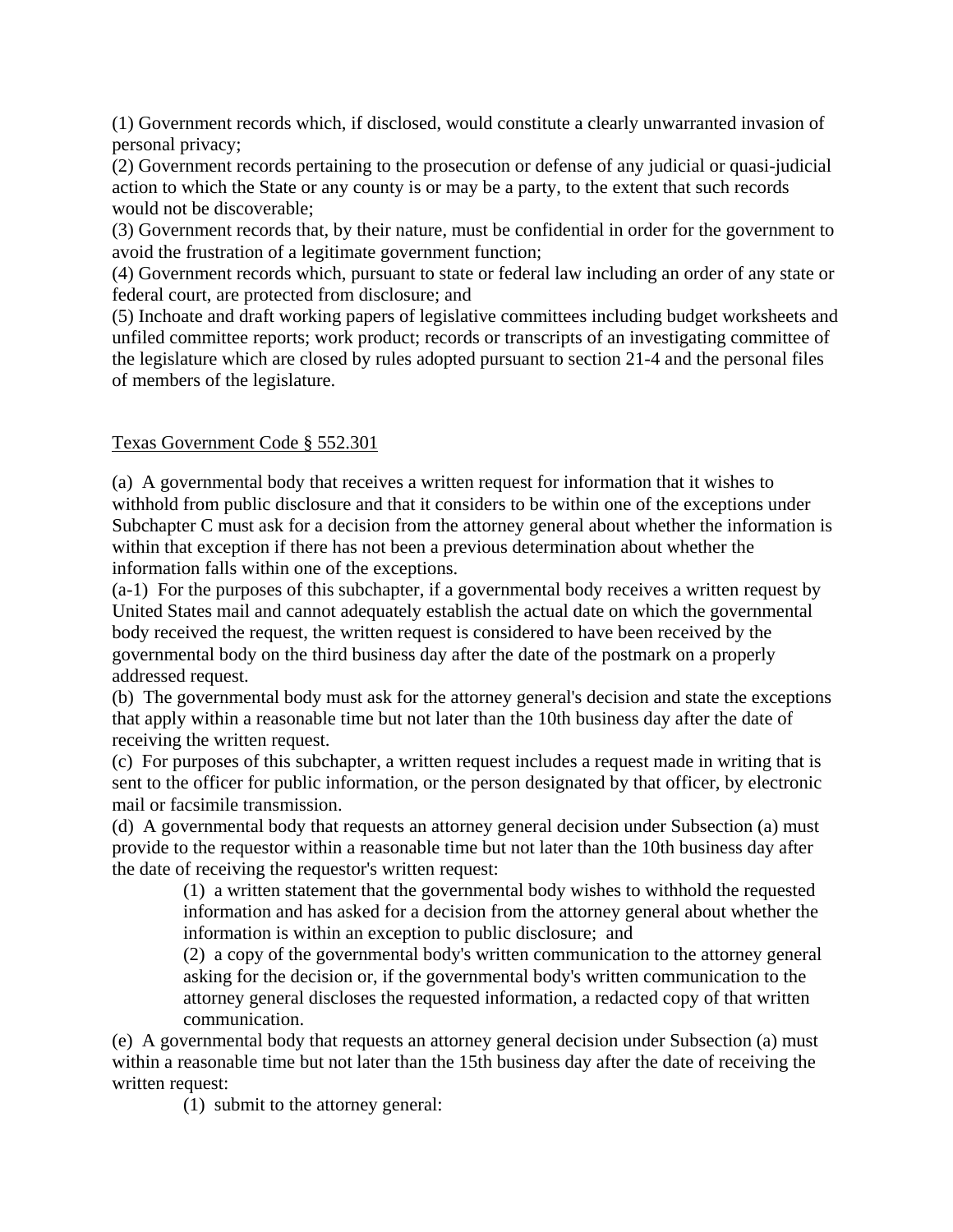(1) Government records which, if disclosed, would constitute a clearly unwarranted invasion of personal privacy;
(2) Government records pertaining to the prosecution or defense of any judicial or quasi-judicial action to which the State or any county is or may be a party, to the extent that such records would not be discoverable;
(3) Government records that, by their nature, must be confidential in order for the government to avoid the frustration of a legitimate government function;
(4) Government records which, pursuant to state or federal law including an order of any state or federal court, are protected from disclosure; and
(5) Inchoate and draft working papers of legislative committees including budget worksheets and unfiled committee reports; work product; records or transcripts of an investigating committee of the legislature which are closed by rules adopted pursuant to section 21-4 and the personal files of members of the legislature.

Texas Government Code § 552.301

(a) A governmental body that receives a written request for information that it wishes to withhold from public disclosure and that it considers to be within one of the exceptions under Subchapter C must ask for a decision from the attorney general about whether the information is within that exception if there has not been a previous determination about whether the information falls within one of the exceptions.
(a-1) For the purposes of this subchapter, if a governmental body receives a written request by United States mail and cannot adequately establish the actual date on which the governmental body received the request, the written request is considered to have been received by the governmental body on the third business day after the date of the postmark on a properly addressed request.
(b) The governmental body must ask for the attorney general's decision and state the exceptions that apply within a reasonable time but not later than the 10th business day after the date of receiving the written request.
(c) For purposes of this subchapter, a written request includes a request made in writing that is sent to the officer for public information, or the person designated by that officer, by electronic mail or facsimile transmission.
(d) A governmental body that requests an attorney general decision under Subsection (a) must provide to the requestor within a reasonable time but not later than the 10th business day after the date of receiving the requestor's written request:

> (1) a written statement that the governmental body wishes to withhold the requested information and has asked for a decision from the attorney general about whether the information is within an exception to public disclosure; and
> (2) a copy of the governmental body's written communication to the attorney general asking for the decision or, if the governmental body's written communication to the attorney general discloses the requested information, a redacted copy of that written communication.

(e) A governmental body that requests an attorney general decision under Subsection (a) must within a reasonable time but not later than the 15th business day after the date of receiving the written request:

> (1) submit to the attorney general: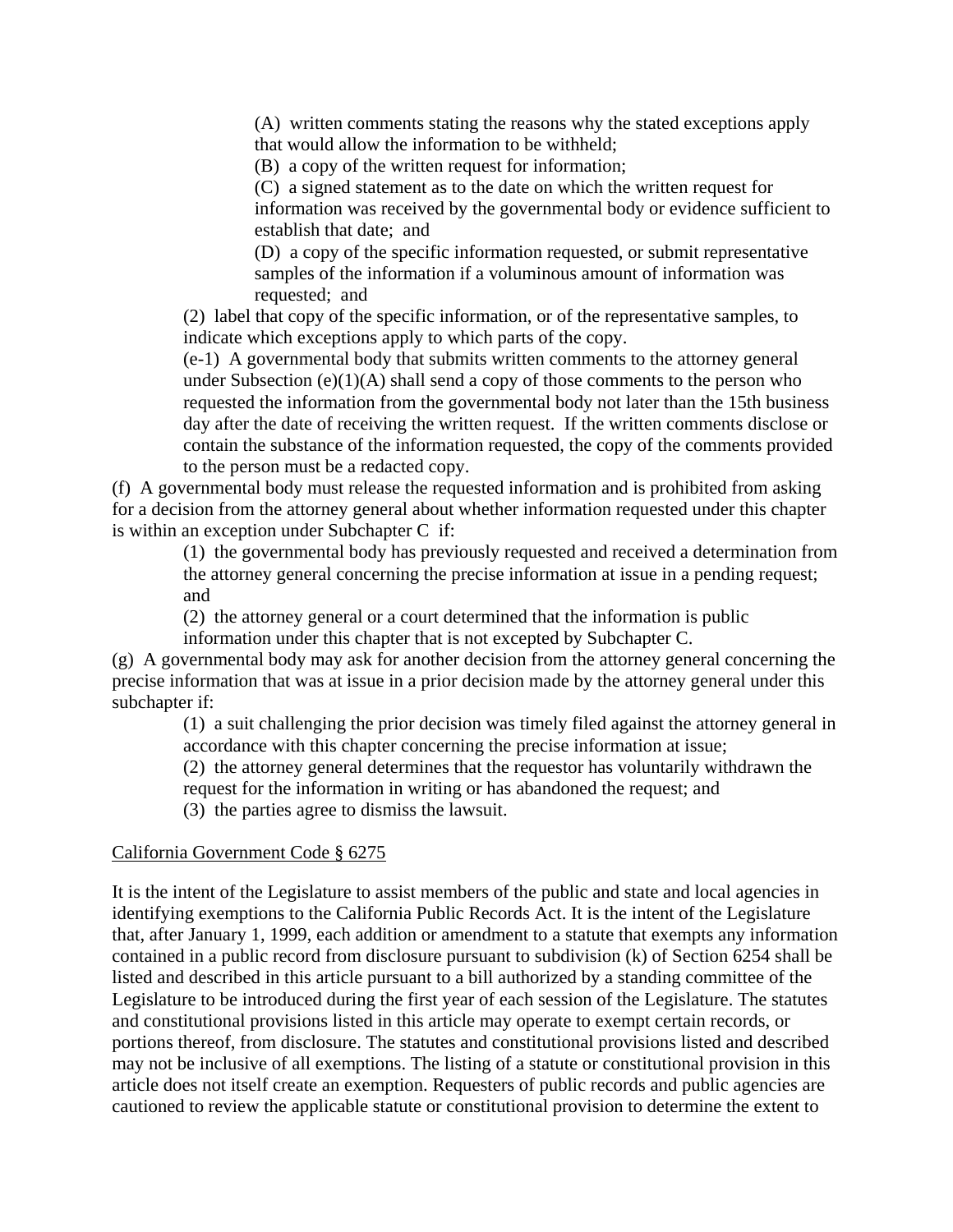(A) written comments stating the reasons why the stated exceptions apply that would allow the information to be withheld;

(B) a copy of the written request for information;

(C) a signed statement as to the date on which the written request for information was received by the governmental body or evidence sufficient to establish that date; and

(D) a copy of the specific information requested, or submit representative samples of the information if a voluminous amount of information was requested; and

(2) label that copy of the specific information, or of the representative samples, to indicate which exceptions apply to which parts of the copy.

(e-1) A governmental body that submits written comments to the attorney general under Subsection (e)(1)(A) shall send a copy of those comments to the person who requested the information from the governmental body not later than the 15th business day after the date of receiving the written request. If the written comments disclose or contain the substance of the information requested, the copy of the comments provided to the person must be a redacted copy.

(f) A governmental body must release the requested information and is prohibited from asking for a decision from the attorney general about whether information requested under this chapter is within an exception under Subchapter C if:

(1) the governmental body has previously requested and received a determination from the attorney general concerning the precise information at issue in a pending request; and

(2) the attorney general or a court determined that the information is public information under this chapter that is not excepted by Subchapter C.

(g) A governmental body may ask for another decision from the attorney general concerning the precise information that was at issue in a prior decision made by the attorney general under this subchapter if:

(1) a suit challenging the prior decision was timely filed against the attorney general in accordance with this chapter concerning the precise information at issue;

(2) the attorney general determines that the requestor has voluntarily withdrawn the request for the information in writing or has abandoned the request; and

(3) the parties agree to dismiss the lawsuit.

California Government Code § 6275

It is the intent of the Legislature to assist members of the public and state and local agencies in identifying exemptions to the California Public Records Act. It is the intent of the Legislature that, after January 1, 1999, each addition or amendment to a statute that exempts any information contained in a public record from disclosure pursuant to subdivision (k) of Section 6254 shall be listed and described in this article pursuant to a bill authorized by a standing committee of the Legislature to be introduced during the first year of each session of the Legislature. The statutes and constitutional provisions listed in this article may operate to exempt certain records, or portions thereof, from disclosure. The statutes and constitutional provisions listed and described may not be inclusive of all exemptions. The listing of a statute or constitutional provision in this article does not itself create an exemption. Requesters of public records and public agencies are cautioned to review the applicable statute or constitutional provision to determine the extent to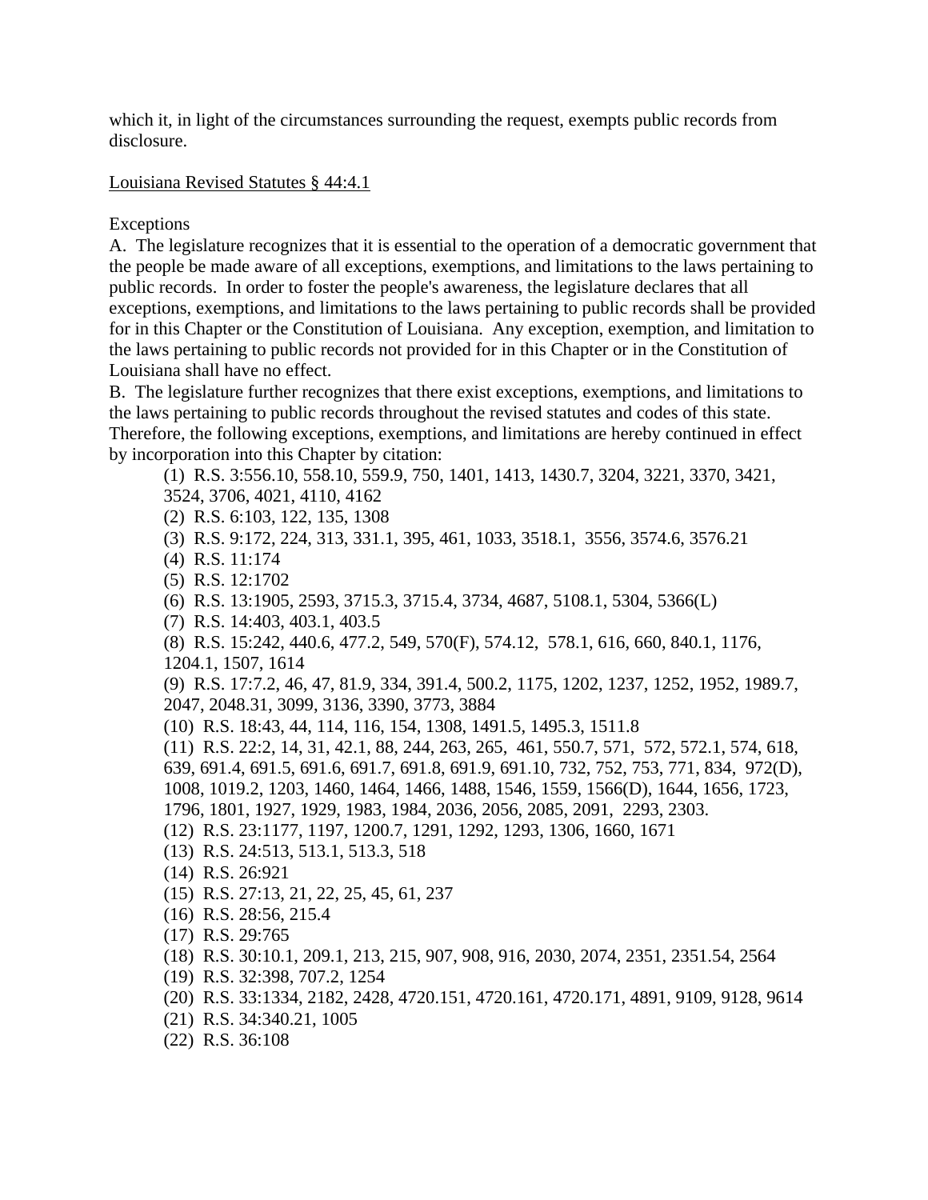which it, in light of the circumstances surrounding the request, exempts public records from disclosure.

Louisiana Revised Statutes § 44:4.1

Exceptions

A. The legislature recognizes that it is essential to the operation of a democratic government that the people be made aware of all exceptions, exemptions, and limitations to the laws pertaining to public records. In order to foster the people's awareness, the legislature declares that all exceptions, exemptions, and limitations to the laws pertaining to public records shall be provided for in this Chapter or the Constitution of Louisiana. Any exception, exemption, and limitation to the laws pertaining to public records not provided for in this Chapter or in the Constitution of Louisiana shall have no effect.

B. The legislature further recognizes that there exist exceptions, exemptions, and limitations to the laws pertaining to public records throughout the revised statutes and codes of this state. Therefore, the following exceptions, exemptions, and limitations are hereby continued in effect by incorporation into this Chapter by citation:

(1) R.S. 3:556.10, 558.10, 559.9, 750, 1401, 1413, 1430.7, 3204, 3221, 3370, 3421, 3524, 3706, 4021, 4110, 4162
(2) R.S. 6:103, 122, 135, 1308
(3) R.S. 9:172, 224, 313, 331.1, 395, 461, 1033, 3518.1, 3556, 3574.6, 3576.21
(4) R.S. 11:174
(5) R.S. 12:1702
(6) R.S. 13:1905, 2593, 3715.3, 3715.4, 3734, 4687, 5108.1, 5304, 5366(L)
(7) R.S. 14:403, 403.1, 403.5
(8) R.S. 15:242, 440.6, 477.2, 549, 570(F), 574.12, 578.1, 616, 660, 840.1, 1176, 1204.1, 1507, 1614
(9) R.S. 17:7.2, 46, 47, 81.9, 334, 391.4, 500.2, 1175, 1202, 1237, 1252, 1952, 1989.7, 2047, 2048.31, 3099, 3136, 3390, 3773, 3884
(10) R.S. 18:43, 44, 114, 116, 154, 1308, 1491.5, 1495.3, 1511.8
(11) R.S. 22:2, 14, 31, 42.1, 88, 244, 263, 265, 461, 550.7, 571, 572, 572.1, 574, 618, 639, 691.4, 691.5, 691.6, 691.7, 691.8, 691.9, 691.10, 732, 752, 753, 771, 834, 972(D), 1008, 1019.2, 1203, 1460, 1464, 1466, 1488, 1546, 1559, 1566(D), 1644, 1656, 1723, 1796, 1801, 1927, 1929, 1983, 1984, 2036, 2056, 2085, 2091, 2293, 2303.
(12) R.S. 23:1177, 1197, 1200.7, 1291, 1292, 1293, 1306, 1660, 1671
(13) R.S. 24:513, 513.1, 513.3, 518
(14) R.S. 26:921
(15) R.S. 27:13, 21, 22, 25, 45, 61, 237
(16) R.S. 28:56, 215.4
(17) R.S. 29:765
(18) R.S. 30:10.1, 209.1, 213, 215, 907, 908, 916, 2030, 2074, 2351, 2351.54, 2564
(19) R.S. 32:398, 707.2, 1254
(20) R.S. 33:1334, 2182, 2428, 4720.151, 4720.161, 4720.171, 4891, 9109, 9128, 9614
(21) R.S. 34:340.21, 1005
(22) R.S. 36:108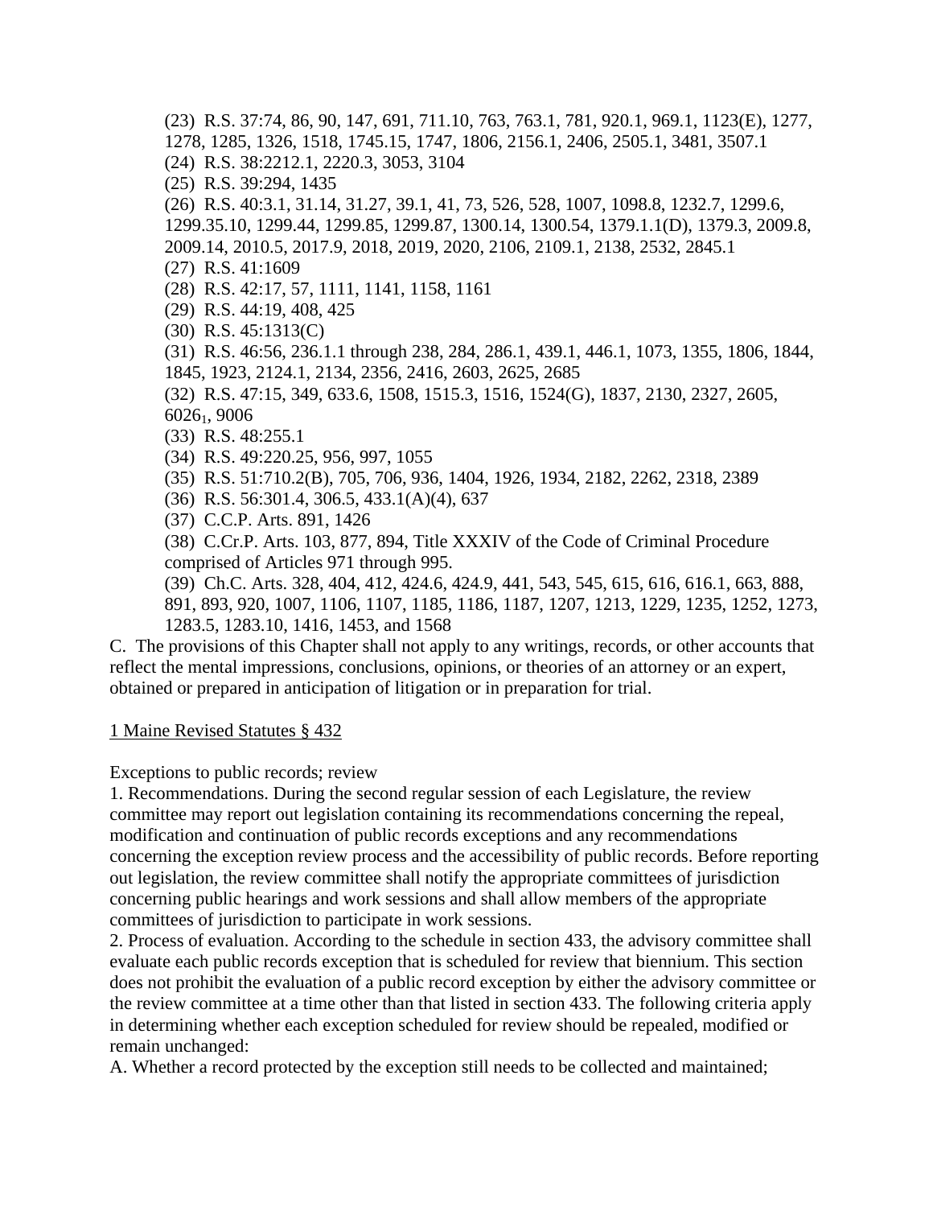(23) R.S. 37:74, 86, 90, 147, 691, 711.10, 763, 763.1, 781, 920.1, 969.1, 1123(E), 1277, 1278, 1285, 1326, 1518, 1745.15, 1747, 1806, 2156.1, 2406, 2505.1, 3481, 3507.1

(24) R.S. 38:2212.1, 2220.3, 3053, 3104

(25) R.S. 39:294, 1435

(26) R.S. 40:3.1, 31.14, 31.27, 39.1, 41, 73, 526, 528, 1007, 1098.8, 1232.7, 1299.6, 1299.35.10, 1299.44, 1299.85, 1299.87, 1300.14, 1300.54, 1379.1.1(D), 1379.3, 2009.8, 2009.14, 2010.5, 2017.9, 2018, 2019, 2020, 2106, 2109.1, 2138, 2532, 2845.1

(27) R.S. 41:1609

(28) R.S. 42:17, 57, 1111, 1141, 1158, 1161

(29) R.S. 44:19, 408, 425

(30) R.S. 45:1313(C)

(31) R.S. 46:56, 236.1.1 through 238, 284, 286.1, 439.1, 446.1, 1073, 1355, 1806, 1844, 1845, 1923, 2124.1, 2134, 2356, 2416, 2603, 2625, 2685

(32) R.S. 47:15, 349, 633.6, 1508, 1515.3, 1516, 1524(G), 1837, 2130, 2327, 2605, $6026_1$, 9006

(33) R.S. 48:255.1

(34) R.S. 49:220.25, 956, 997, 1055

(35) R.S. 51:710.2(B), 705, 706, 936, 1404, 1926, 1934, 2182, 2262, 2318, 2389

(36) R.S. 56:301.4, 306.5, 433.1(A)(4), 637

(37) C.C.P. Arts. 891, 1426

(38) C.Cr.P. Arts. 103, 877, 894, Title XXXIV of the Code of Criminal Procedure comprised of Articles 971 through 995.

(39) Ch.C. Arts. 328, 404, 412, 424.6, 424.9, 441, 543, 545, 615, 616, 616.1, 663, 888, 891, 893, 920, 1007, 1106, 1107, 1185, 1186, 1187, 1207, 1213, 1229, 1235, 1252, 1273, 1283.5, 1283.10, 1416, 1453, and 1568

C. The provisions of this Chapter shall not apply to any writings, records, or other accounts that reflect the mental impressions, conclusions, opinions, or theories of an attorney or an expert, obtained or prepared in anticipation of litigation or in preparation for trial.

1 Maine Revised Statutes § 432

Exceptions to public records; review

1. Recommendations. During the second regular session of each Legislature, the review committee may report out legislation containing its recommendations concerning the repeal, modification and continuation of public records exceptions and any recommendations concerning the exception review process and the accessibility of public records. Before reporting out legislation, the review committee shall notify the appropriate committees of jurisdiction concerning public hearings and work sessions and shall allow members of the appropriate committees of jurisdiction to participate in work sessions.

2. Process of evaluation. According to the schedule in section 433, the advisory committee shall evaluate each public records exception that is scheduled for review that biennium. This section does not prohibit the evaluation of a public record exception by either the advisory committee or the review committee at a time other than that listed in section 433. The following criteria apply in determining whether each exception scheduled for review should be repealed, modified or remain unchanged:

A. Whether a record protected by the exception still needs to be collected and maintained;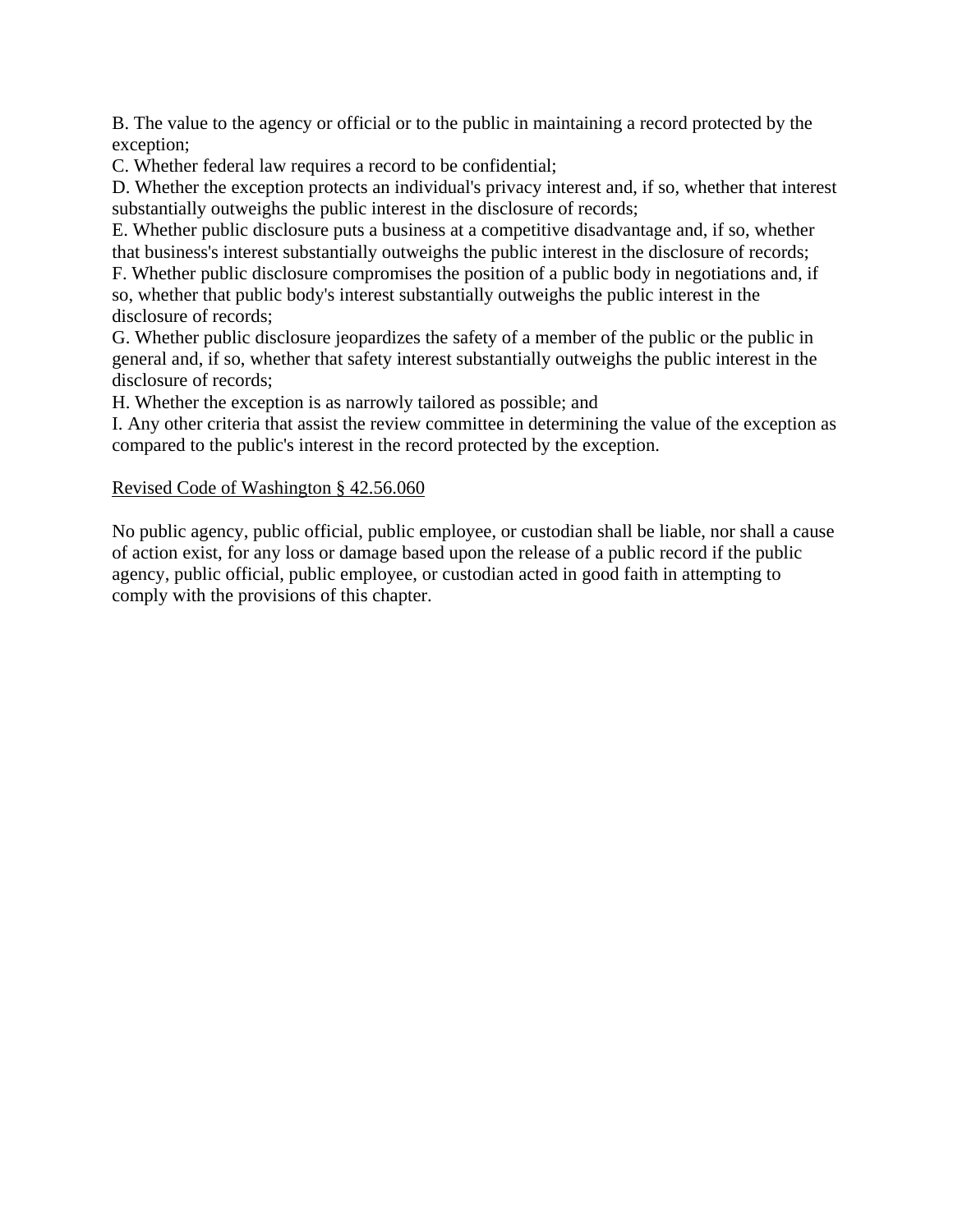B. The value to the agency or official or to the public in maintaining a record protected by the exception;

C. Whether federal law requires a record to be confidential;

D. Whether the exception protects an individual's privacy interest and, if so, whether that interest substantially outweighs the public interest in the disclosure of records;

E. Whether public disclosure puts a business at a competitive disadvantage and, if so, whether that business's interest substantially outweighs the public interest in the disclosure of records;

F. Whether public disclosure compromises the position of a public body in negotiations and, if so, whether that public body's interest substantially outweighs the public interest in the disclosure of records;

G. Whether public disclosure jeopardizes the safety of a member of the public or the public in general and, if so, whether that safety interest substantially outweighs the public interest in the disclosure of records;

H. Whether the exception is as narrowly tailored as possible; and

I. Any other criteria that assist the review committee in determining the value of the exception as compared to the public's interest in the record protected by the exception.

<u>Revised Code of Washington § 42.56.060</u>

No public agency, public official, public employee, or custodian shall be liable, nor shall a cause of action exist, for any loss or damage based upon the release of a public record if the public agency, public official, public employee, or custodian acted in good faith in attempting to comply with the provisions of this chapter.